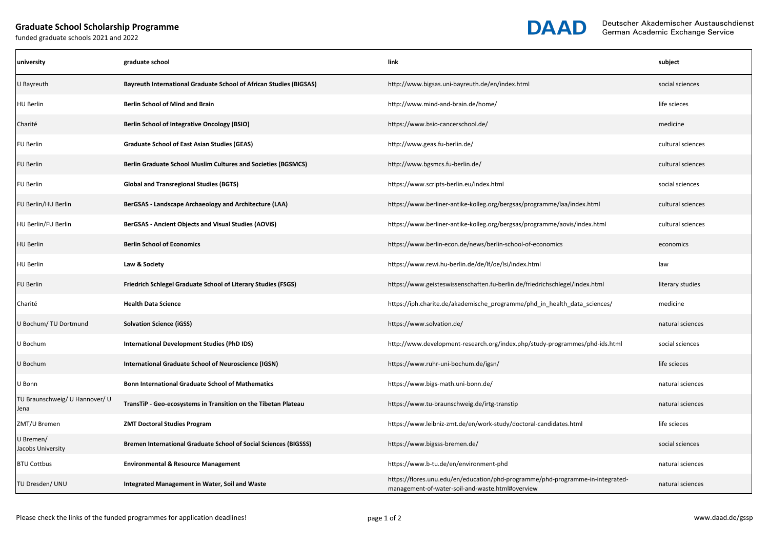## Graduate School Scholarship Programme

funded graduate schools 2021 and 2022

DAAD Deutscher Akademischer Austauschdienst German Academic Exchange Service

| university | graduate school | link | subject |
|---|---|---|---|
| U Bayreuth | **Bayreuth International Graduate School of African Studies (BIGSAS)** | http://www.bigsas.uni-bayreuth.de/en/index.html | social sciences |
| HU Berlin | **Berlin School of Mind and Brain** | http://www.mind-and-brain.de/home/ | life scieces |
| Charité | **Berlin School of Integrative Oncology (BSIO)** | https://www.bsio-cancerschool.de/ | medicine |
| FU Berlin | **Graduate School of East Asian Studies (GEAS)** | http://www.geas.fu-berlin.de/ | cultural sciences |
| FU Berlin | **Berlin Graduate School Muslim Cultures and Societies (BGSMCS)** | http://www.bgsmcs.fu-berlin.de/ | cultural sciences |
| FU Berlin | **Global and Transregional Studies (BGTS)** | https://www.scripts-berlin.eu/index.html | social sciences |
| FU Berlin/HU Berlin | **BerGSAS - Landscape Archaeology and Architecture (LAA)** | https://www.berliner-antike-kolleg.org/bergsas/programme/laa/index.html | cultural sciences |
| HU Berlin/FU Berlin | **BerGSAS - Ancient Objects and Visual Studies (AOViS)** | https://www.berliner-antike-kolleg.org/bergsas/programme/aovis/index.html | cultural sciences |
| HU Berlin | **Berlin School of Economics** | https://www.berlin-econ.de/news/berlin-school-of-economics | economics |
| HU Berlin | **Law & Society** | https://www.rewi.hu-berlin.de/de/lf/oe/lsi/index.html | law |
| FU Berlin | **Friedrich Schlegel Graduate School of Literary Studies (FSGS)** | https://www.geisteswissenschaften.fu-berlin.de/friedrichschlegel/index.html | literary studies |
| Charité | **Health Data Science** | https://iph.charite.de/akademische_programme/phd_in_health_data_sciences/ | medicine |
| U Bochum/ TU Dortmund | **Solvation Science (iGSS)** | https://www.solvation.de/ | natural sciences |
| U Bochum | **International Development Studies (PhD IDS)** | http://www.development-research.org/index.php/study-programmes/phd-ids.html | social sciences |
| U Bochum | **International Graduate School of Neuroscience (IGSN)** | https://www.ruhr-uni-bochum.de/igsn/ | life scieces |
| U Bonn | **Bonn International Graduate School of Mathematics** | https://www.bigs-math.uni-bonn.de/ | natural sciences |
| TU Braunschweig/ U Hannover/ U Jena | **TransTiP - Geo-ecosystems in Transition on the Tibetan Plateau** | https://www.tu-braunschweig.de/irtg-transtip | natural sciences |
| ZMT/U Bremen | **ZMT Doctoral Studies Program** | https://www.leibniz-zmt.de/en/work-study/doctoral-candidates.html | life scieces |
| U Bremen/ Jacobs University | **Bremen International Graduate School of Social Sciences (BIGSSS)** | https://www.bigsss-bremen.de/ | social sciences |
| BTU Cottbus | **Environmental & Resource Management** | https://www.b-tu.de/en/environment-phd | natural sciences |
| TU Dresden/ UNU | **Integrated Management in Water, Soil and Waste** | https://flores.unu.edu/en/education/phd-programme/phd-programme-in-integrated-management-of-water-soil-and-waste.html#overview | natural sciences |

Please check the links of the funded programmes for application deadlines!

www.daad.de/gssp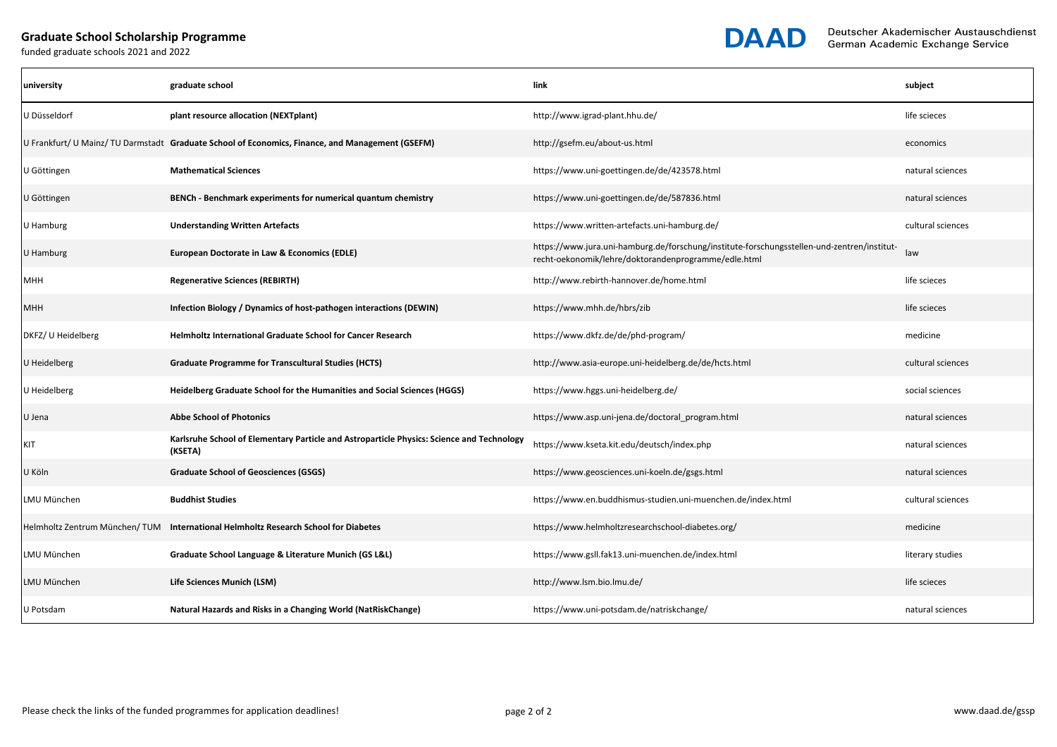## Graduate School Scholarship Programme

funded graduate schools 2021 and 2022

DAAD Deutscher Akademischer Austauschdienst German Academic Exchange Service

| university | graduate school | link | subject |
|---|---|---|---|
| U Düsseldorf | **plant resource allocation (NEXTplant)** | http://www.igrad-plant.hhu.de/ | life scieces |
| U Frankfurt/ U Mainz/ TU Darmstadt | **Graduate School of Economics, Finance, and Management (GSEFM)** | http://gsefm.eu/about-us.html | economics |
| U Göttingen | **Mathematical Sciences** | https://www.uni-goettingen.de/de/423578.html | natural sciences |
| U Göttingen | **BENCh - Benchmark experiments for numerical quantum chemistry** | https://www.uni-goettingen.de/de/587836.html | natural sciences |
| U Hamburg | **Understanding Written Artefacts** | https://www.written-artefacts.uni-hamburg.de/ | cultural sciences |
| U Hamburg | **European Doctorate in Law & Economics (EDLE)** | https://www.jura.uni-hamburg.de/forschung/institute-forschungsstellen-und-zentren/institut-recht-oekonomik/lehre/doktorandenprogramme/edle.html | law |
| MHH | **Regenerative Sciences (REBIRTH)** | http://www.rebirth-hannover.de/home.html | life scieces |
| MHH | **Infection Biology / Dynamics of host-pathogen interactions (DEWIN)** | https://www.mhh.de/hbrs/zib | life scieces |
| DKFZ/ U Heidelberg | **Helmholtz International Graduate School for Cancer Research** | https://www.dkfz.de/de/phd-program/ | medicine |
| U Heidelberg | **Graduate Programme for Transcultural Studies (HCTS)** | http://www.asia-europe.uni-heidelberg.de/de/hcts.html | cultural sciences |
| U Heidelberg | **Heidelberg Graduate School for the Humanities and Social Sciences (HGGS)** | https://www.hggs.uni-heidelberg.de/ | social sciences |
| U Jena | **Abbe School of Photonics** | https://www.asp.uni-jena.de/doctoral_program.html | natural sciences |
| KIT | **Karlsruhe School of Elementary Particle and Astroparticle Physics: Science and Technology (KSETA)** | https://www.kseta.kit.edu/deutsch/index.php | natural sciences |
| U Köln | **Graduate School of Geosciences (GSGS)** | https://www.geosciences.uni-koeln.de/gsgs.html | natural sciences |
| LMU München | **Buddhist Studies** | https://www.en.buddhismus-studien.uni-muenchen.de/index.html | cultural sciences |
| Helmholtz Zentrum München/ TUM | **International Helmholtz Research School for Diabetes** | https://www.helmholtzresearchschool-diabetes.org/ | medicine |
| LMU München | **Graduate School Language & Literature Munich (GS L&L)** | https://www.gsll.fak13.uni-muenchen.de/index.html | literary studies |
| LMU München | **Life Sciences Munich (LSM)** | http://www.lsm.bio.lmu.de/ | life scieces |
| U Potsdam | **Natural Hazards and Risks in a Changing World (NatRiskChange)** | https://www.uni-potsdam.de/natriskchange/ | natural sciences |

Please check the links of the funded programmes for application deadlines!

www.daad.de/gssp